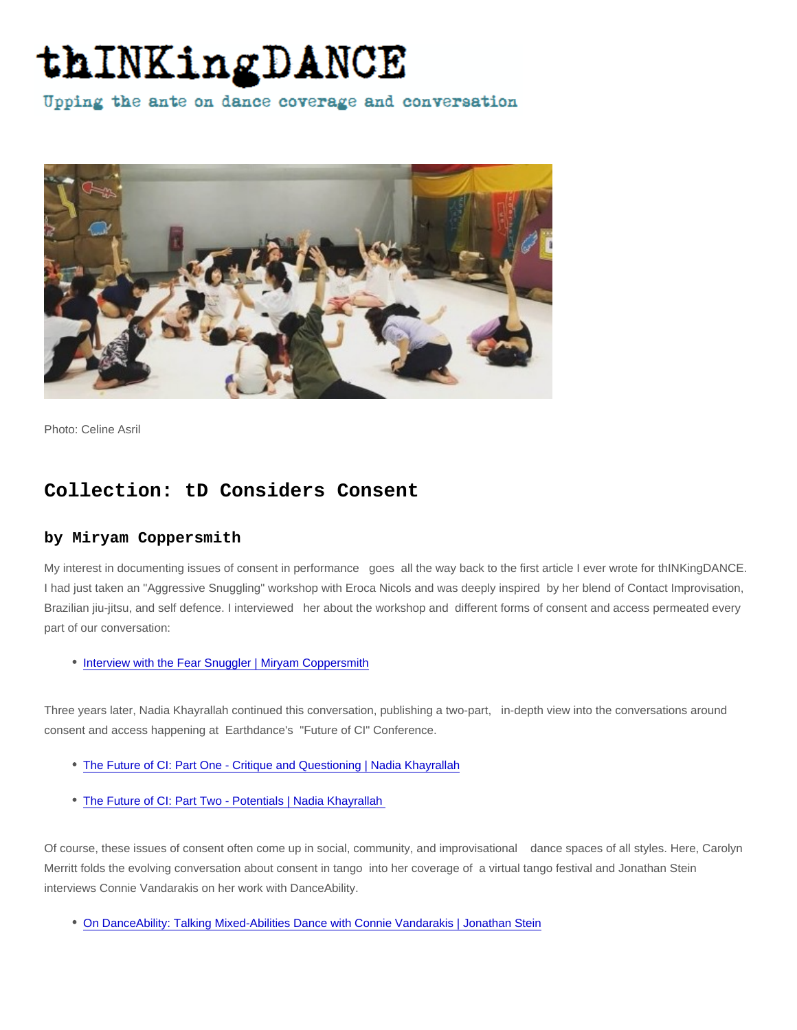# thINKingDANCE

Upping the ante on dance coverage and conversation

Photo: Celine Asril

## Collection: tD Considers Consent

### by Miryam Coppersmith

My interest in documenting issues of consent in performance goes all the way back to the first article I ever wrote for thINKingDANCE. I had just taken an "Aggressive Snuggling" workshop with Eroca Nicols and was deeply inspired by her blend of Contact Improvisation, Brazilian jiu-jitsu, and self defence. I interviewed her about the workshop and different forms of consent and access permeated every part of our conversation:

- Interview with the Fear Snuggler | Miryam Coppersmith

Three years later, Nadia Khayrallah continued this conversation, publishing a two-part, in-depth view into the conversations around consent and access happening at Earthdance's "Future of CI" Conference.

- The Future of CI: Part One - Critique and Questioning | Nadia Khayrallah
- The Future of CI: Part Two - Potentials | Nadia Khayrallah

Of course, these issues of consent often come up in social, community, and improvisational dance spaces of all styles. Here, Carolyn Merritt folds the evolving conversation about consent in tango into her coverage of a virtual tango festival and Jonathan Stein interviews Connie Vandarakis on her work with DanceAbility.

- On DanceAbility: Talking Mixed-Abilities Dance with Connie Vandarakis | Jonathan Stein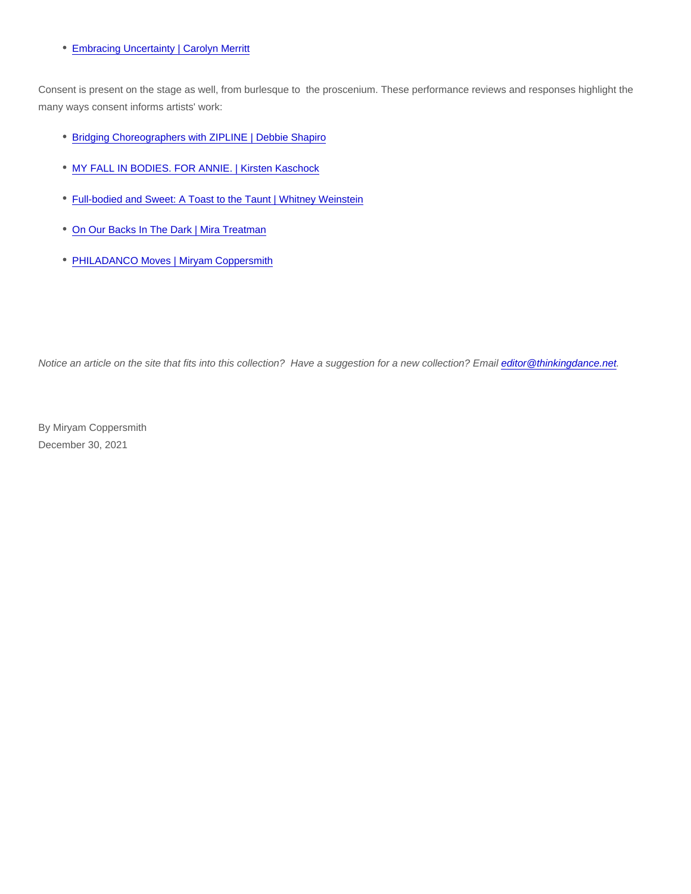- [Embracing Uncertainty | Carolyn Merritt]()

Consent is present on the stage as well, from burlesque to the proscenium. These performance reviews and responses highlight the many ways consent informs artists' work:

- [Bridging Choreographers with ZIPLINE | Debbie Shapiro]()
- [MY FALL IN BODIES. FOR ANNIE. | Kirsten Kaschock]()
- [Full-bodied and Sweet: A Toast to the Taunt | Whitney Weinstein]()
- [On Our Backs In The Dark | Mira Treatman]()
- [PHILADANCO Moves | Miryam Coppersmith]()

*Notice an article on the site that fits into this collection? Have a suggestion for a new collection? Email [editor@thinkingdance.net](mailto:editor@thinkingdance.net).*

By Miryam Coppersmith
December 30, 2021